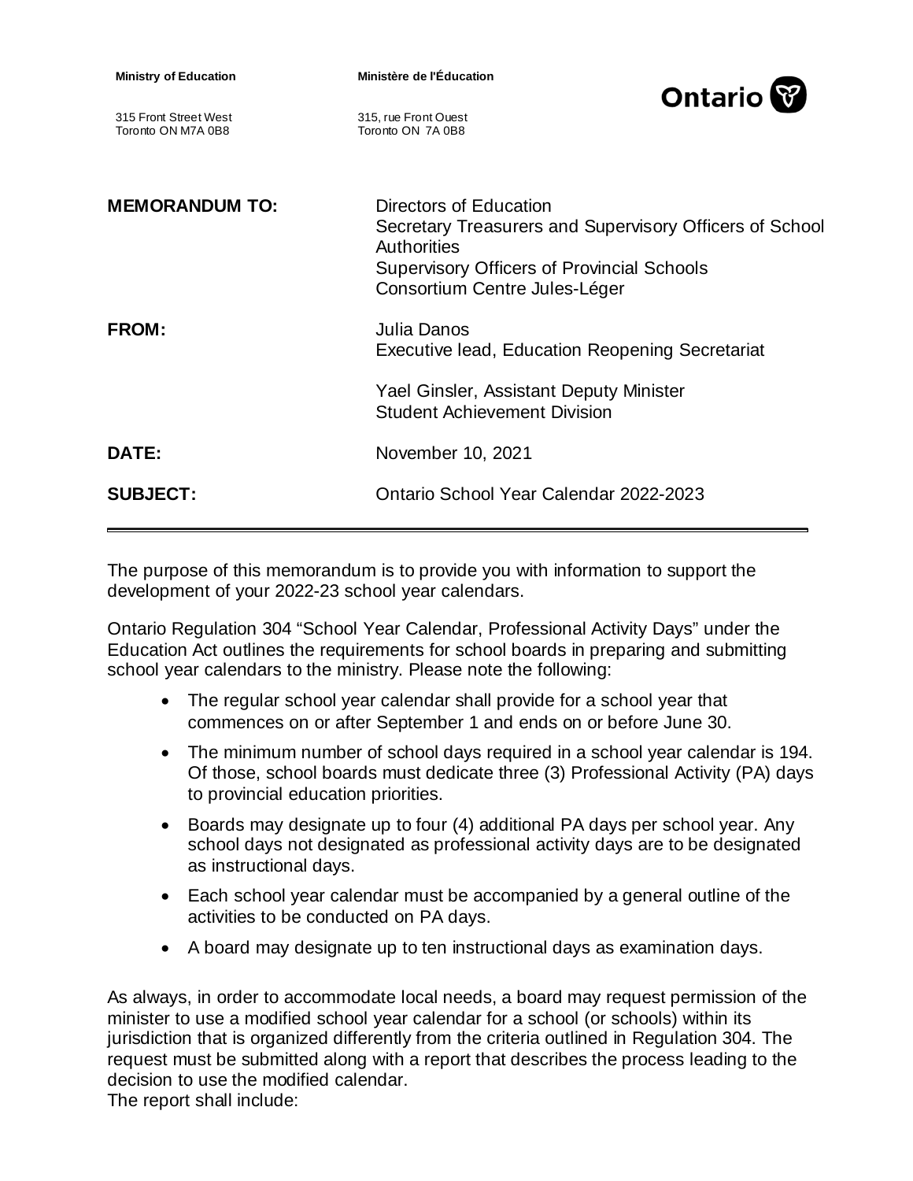**Ministry of Education**

315 Front Street West
Toronto ON M7A 0B8

**Ministère de l'Éducation**

315, rue Front Ouest
Toronto ON 7A 0B8

Ontario

| | |
|---|---|
| **MEMORANDUM TO:** | Directors of Education<br>Secretary Treasurers and Supervisory Officers of School Authorities<br>Supervisory Officers of Provincial Schools<br>Consortium Centre Jules-Léger |
| **FROM:** | Julia Danos<br>Executive lead, Education Reopening Secretariat<br><br>Yael Ginsler, Assistant Deputy Minister<br>Student Achievement Division |
| **DATE:** | November 10, 2021 |
| **SUBJECT:** | Ontario School Year Calendar 2022-2023 |

---

The purpose of this memorandum is to provide you with information to support the development of your 2022-23 school year calendars.

Ontario Regulation 304 "School Year Calendar, Professional Activity Days" under the Education Act outlines the requirements for school boards in preparing and submitting school year calendars to the ministry. Please note the following:

- The regular school year calendar shall provide for a school year that commences on or after September 1 and ends on or before June 30.
- The minimum number of school days required in a school year calendar is 194. Of those, school boards must dedicate three (3) Professional Activity (PA) days to provincial education priorities.
- Boards may designate up to four (4) additional PA days per school year. Any school days not designated as professional activity days are to be designated as instructional days.
- Each school year calendar must be accompanied by a general outline of the activities to be conducted on PA days.
- A board may designate up to ten instructional days as examination days.

As always, in order to accommodate local needs, a board may request permission of the minister to use a modified school year calendar for a school (or schools) within its jurisdiction that is organized differently from the criteria outlined in Regulation 304. The request must be submitted along with a report that describes the process leading to the decision to use the modified calendar.
The report shall include: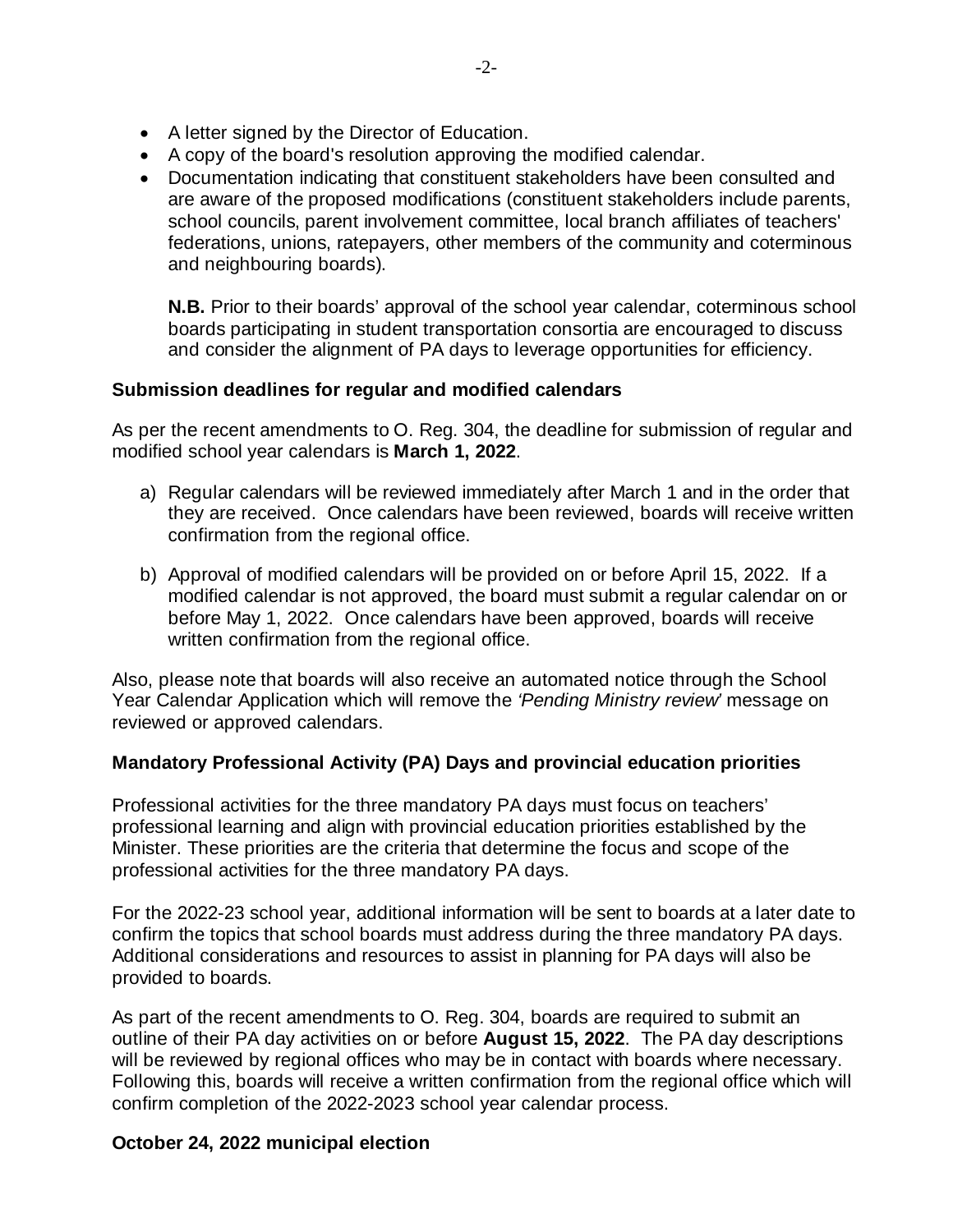- A letter signed by the Director of Education.
- A copy of the board's resolution approving the modified calendar.
- Documentation indicating that constituent stakeholders have been consulted and are aware of the proposed modifications (constituent stakeholders include parents, school councils, parent involvement committee, local branch affiliates of teachers' federations, unions, ratepayers, other members of the community and coterminous and neighbouring boards).

  **N.B.** Prior to their boards' approval of the school year calendar, coterminous school boards participating in student transportation consortia are encouraged to discuss and consider the alignment of PA days to leverage opportunities for efficiency.

**Submission deadlines for regular and modified calendars**

As per the recent amendments to O. Reg. 304, the deadline for submission of regular and modified school year calendars is **March 1, 2022**.

a) Regular calendars will be reviewed immediately after March 1 and in the order that they are received. Once calendars have been reviewed, boards will receive written confirmation from the regional office.

b) Approval of modified calendars will be provided on or before April 15, 2022. If a modified calendar is not approved, the board must submit a regular calendar on or before May 1, 2022. Once calendars have been approved, boards will receive written confirmation from the regional office.

Also, please note that boards will also receive an automated notice through the School Year Calendar Application which will remove the *'Pending Ministry review'* message on reviewed or approved calendars.

**Mandatory Professional Activity (PA) Days and provincial education priorities**

Professional activities for the three mandatory PA days must focus on teachers' professional learning and align with provincial education priorities established by the Minister. These priorities are the criteria that determine the focus and scope of the professional activities for the three mandatory PA days.

For the 2022-23 school year, additional information will be sent to boards at a later date to confirm the topics that school boards must address during the three mandatory PA days. Additional considerations and resources to assist in planning for PA days will also be provided to boards.

As part of the recent amendments to O. Reg. 304, boards are required to submit an outline of their PA day activities on or before **August 15, 2022**. The PA day descriptions will be reviewed by regional offices who may be in contact with boards where necessary. Following this, boards will receive a written confirmation from the regional office which will confirm completion of the 2022-2023 school year calendar process.

**October 24, 2022 municipal election**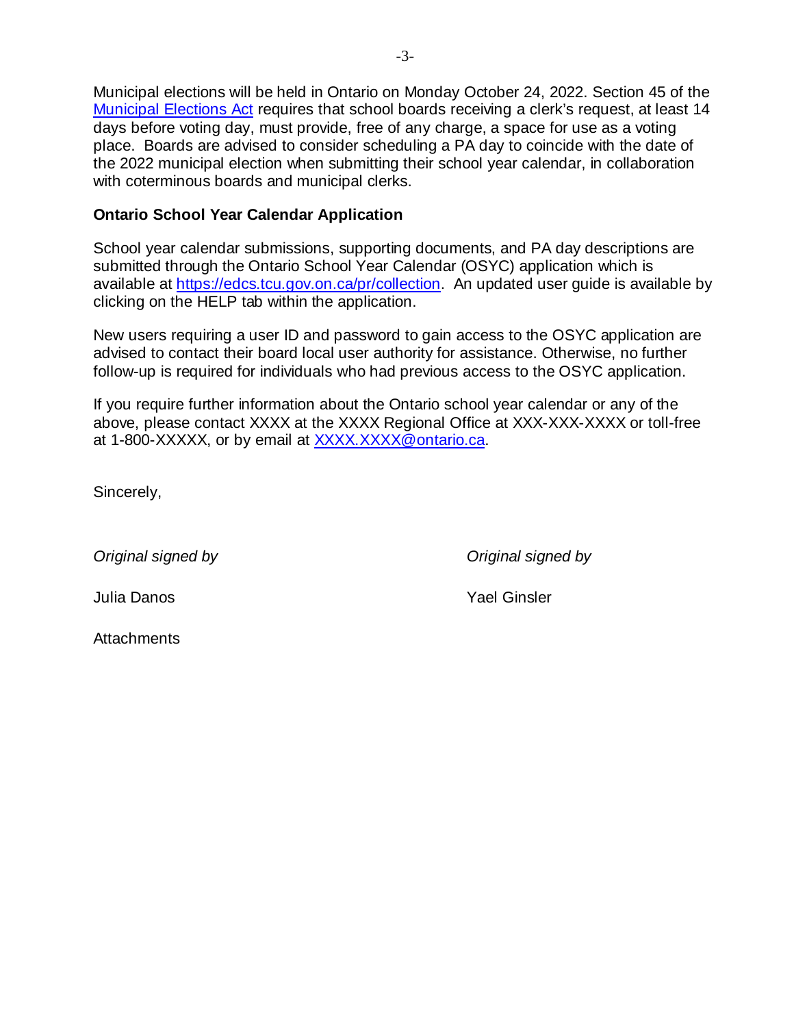Municipal elections will be held in Ontario on Monday October 24, 2022. Section 45 of the [Municipal Elections Act](#) requires that school boards receiving a clerk's request, at least 14 days before voting day, must provide, free of any charge, a space for use as a voting place. Boards are advised to consider scheduling a PA day to coincide with the date of the 2022 municipal election when submitting their school year calendar, in collaboration with coterminous boards and municipal clerks.

**Ontario School Year Calendar Application**

School year calendar submissions, supporting documents, and PA day descriptions are submitted through the Ontario School Year Calendar (OSYC) application which is available at https://edcs.tcu.gov.on.ca/pr/collection. An updated user guide is available by clicking on the HELP tab within the application.

New users requiring a user ID and password to gain access to the OSYC application are advised to contact their board local user authority for assistance. Otherwise, no further follow-up is required for individuals who had previous access to the OSYC application.

If you require further information about the Ontario school year calendar or any of the above, please contact XXXX at the XXXX Regional Office at XXX-XXX-XXXX or toll-free at 1-800-XXXXX, or by email at XXXX.XXXX@ontario.ca.

Sincerely,

*Original signed by*

Julia Danos

*Original signed by*

Yael Ginsler

Attachments